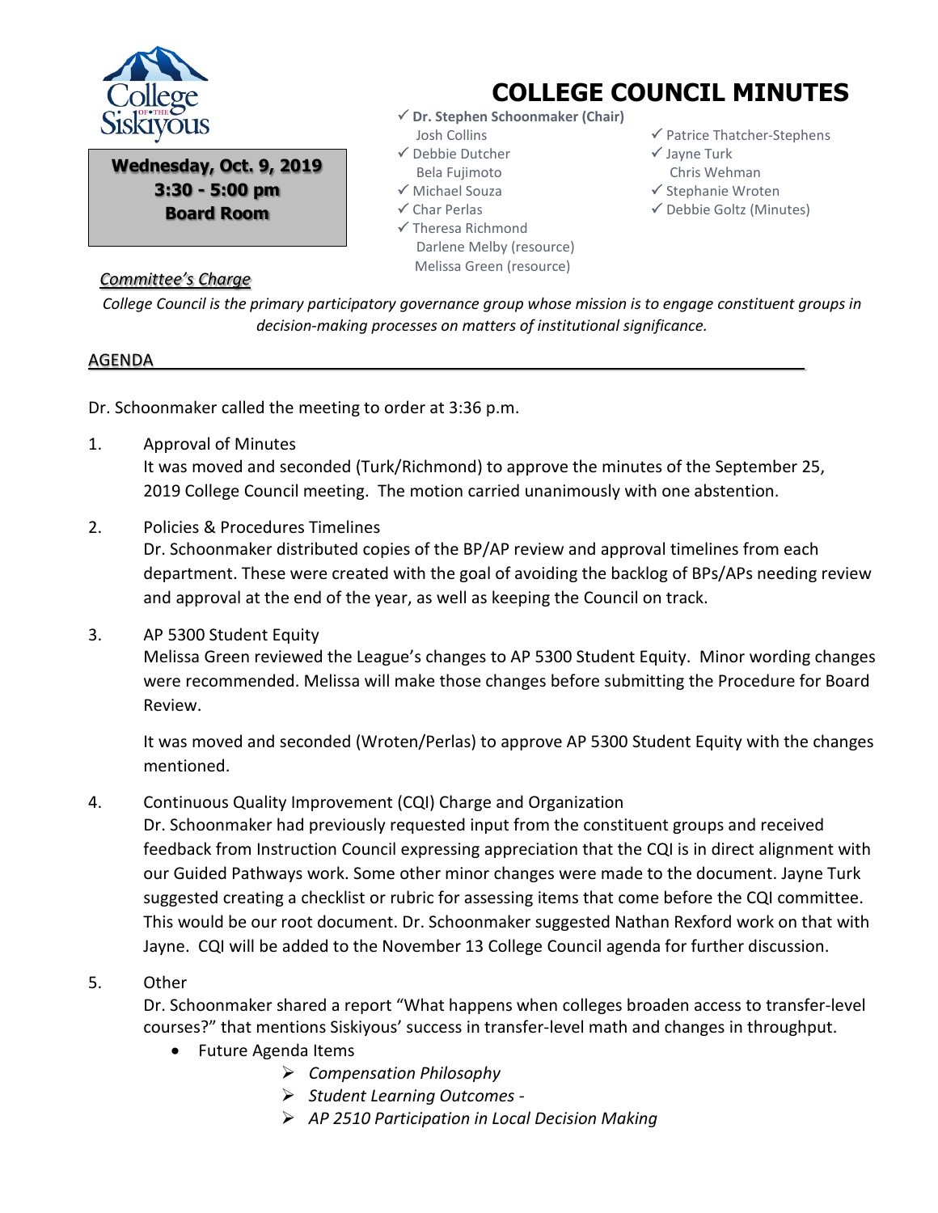# COLLEGE COUNCIL MINUTES

**Wednesday, Oct. 9, 2019**
**3:30 - 5:00 pm**
**Board Room**

- ✓ **Dr. Stephen Schoonmaker (Chair)**
- Josh Collins
- ✓ Debbie Dutcher
- Bela Fujimoto
- ✓ Michael Souza
- ✓ Char Perlas
- ✓ Theresa Richmond
- Darlene Melby (resource)
- Melissa Green (resource)
- ✓ Patrice Thatcher-Stephens
- ✓ Jayne Turk
- Chris Wehman
- ✓ Stephanie Wroten
- ✓ Debbie Goltz (Minutes)

*Committee's Charge*

*College Council is the primary participatory governance group whose mission is to engage constituent groups in decision-making processes on matters of institutional significance.*

## AGENDA

Dr. Schoonmaker called the meeting to order at 3:36 p.m.

1. Approval of Minutes
   It was moved and seconded (Turk/Richmond) to approve the minutes of the September 25, 2019 College Council meeting. The motion carried unanimously with one abstention.

2. Policies & Procedures Timelines
   Dr. Schoonmaker distributed copies of the BP/AP review and approval timelines from each department. These were created with the goal of avoiding the backlog of BPs/APs needing review and approval at the end of the year, as well as keeping the Council on track.

3. AP 5300 Student Equity
   Melissa Green reviewed the League's changes to AP 5300 Student Equity. Minor wording changes were recommended. Melissa will make those changes before submitting the Procedure for Board Review.

   It was moved and seconded (Wroten/Perlas) to approve AP 5300 Student Equity with the changes mentioned.

4. Continuous Quality Improvement (CQI) Charge and Organization
   Dr. Schoonmaker had previously requested input from the constituent groups and received feedback from Instruction Council expressing appreciation that the CQI is in direct alignment with our Guided Pathways work. Some other minor changes were made to the document. Jayne Turk suggested creating a checklist or rubric for assessing items that come before the CQI committee. This would be our root document. Dr. Schoonmaker suggested Nathan Rexford work on that with Jayne. CQI will be added to the November 13 College Council agenda for further discussion.

5. Other
   Dr. Schoonmaker shared a report "What happens when colleges broaden access to transfer-level courses?" that mentions Siskiyous' success in transfer-level math and changes in throughput.
   - Future Agenda Items
     - *Compensation Philosophy*
     - *Student Learning Outcomes -*
     - *AP 2510 Participation in Local Decision Making*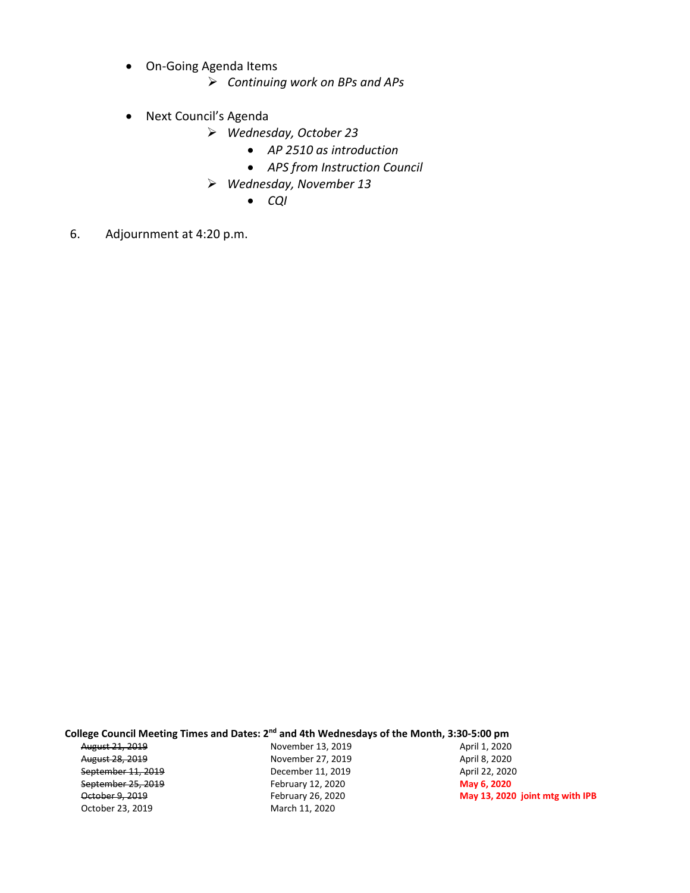- On-Going Agenda Items
  - *Continuing work on BPs and APs*

- Next Council's Agenda
  - *Wednesday, October 23*
    - *AP 2510 as introduction*
    - *APS from Instruction Council*
  - *Wednesday, November 13*
    - *CQI*

6. Adjournment at 4:20 p.m.

**College Council Meeting Times and Dates: 2nd and 4th Wednesdays of the Month, 3:30-5:00 pm**

| | | |
|---|---|---|
| ~~August 21, 2019~~ | November 13, 2019 | April 1, 2020 |
| ~~August 28, 2019~~ | November 27, 2019 | April 8, 2020 |
| ~~September 11, 2019~~ | December 11, 2019 | April 22, 2020 |
| ~~September 25, 2019~~ | February 12, 2020 | **May 6, 2020** |
| ~~October 9, 2019~~ | February 26, 2020 | **May 13, 2020 joint mtg with IPB** |
| October 23, 2019 | March 11, 2020 | |